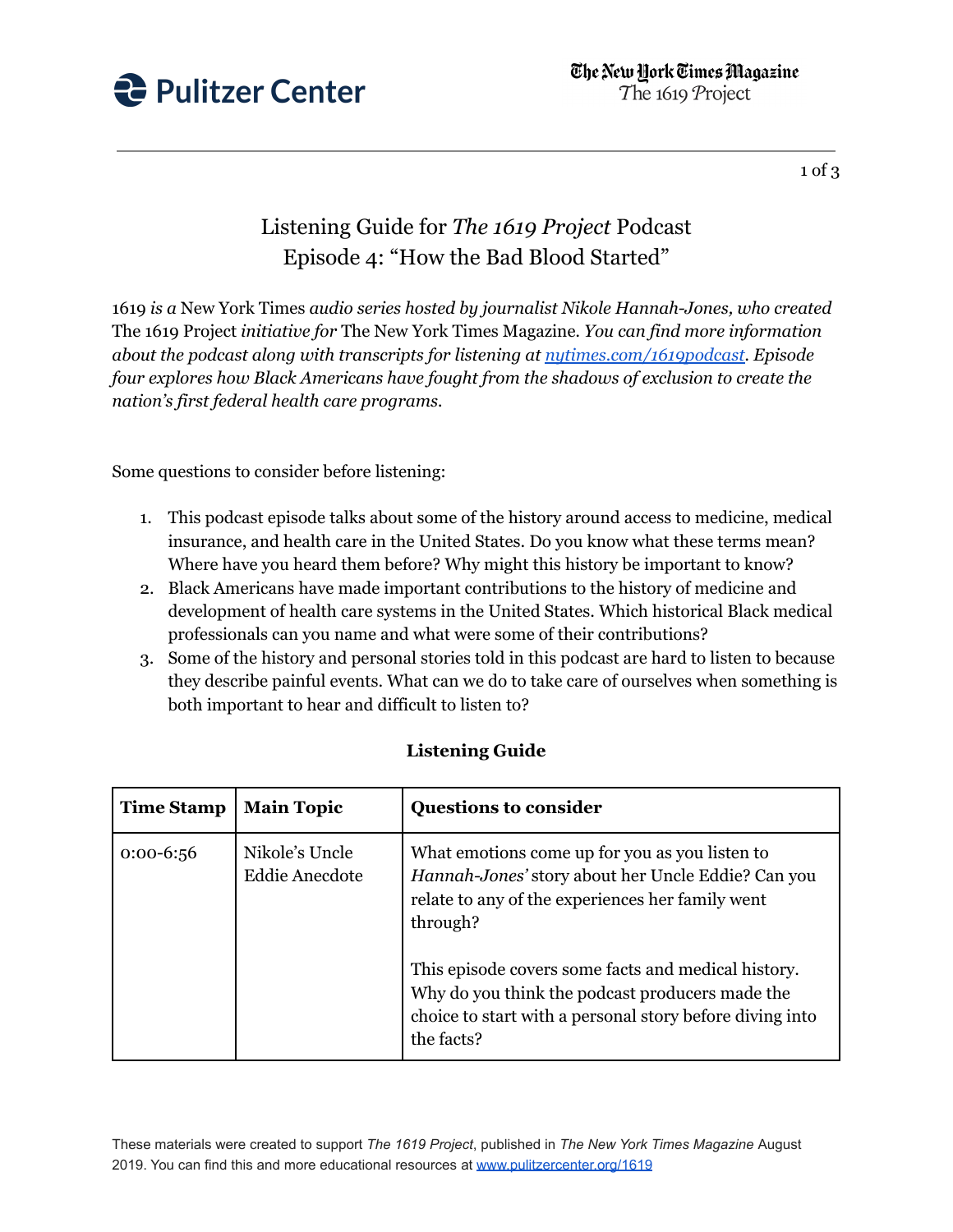Pulitzer Center

The New York Times Magazine
*The 1619 Project*

# Listening Guide for *The 1619 Project* Podcast
# Episode 4: "How the Bad Blood Started"

*1619 is a* New York Times *audio series hosted by journalist Nikole Hannah-Jones, who created* The 1619 Project *initiative for* The New York Times Magazine. *You can find more information about the podcast along with transcripts for listening at [nytimes.com/1619podcast](nytimes.com/1619podcast). Episode four explores how Black Americans have fought from the shadows of exclusion to create the nation's first federal health care programs.*

Some questions to consider before listening:

1. This podcast episode talks about some of the history around access to medicine, medical insurance, and health care in the United States. Do you know what these terms mean? Where have you heard them before? Why might this history be important to know?
2. Black Americans have made important contributions to the history of medicine and development of health care systems in the United States. Which historical Black medical professionals can you name and what were some of their contributions?
3. Some of the history and personal stories told in this podcast are hard to listen to because they describe painful events. What can we do to take care of ourselves when something is both important to hear and difficult to listen to?

**Listening Guide**

| Time Stamp | Main Topic | Questions to consider |
| --- | --- | --- |
| 0:00-6:56 | Nikole's Uncle Eddie Anecdote | What emotions come up for you as you listen to *Hannah-Jones'* story about her Uncle Eddie? Can you relate to any of the experiences her family went through?<br><br>This episode covers some facts and medical history. Why do you think the podcast producers made the choice to start with a personal story before diving into the facts? |

These materials were created to support *The 1619 Project*, published in *The New York Times Magazine* August 2019. You can find this and more educational resources at [www.pulitzercenter.org/1619](www.pulitzercenter.org/1619)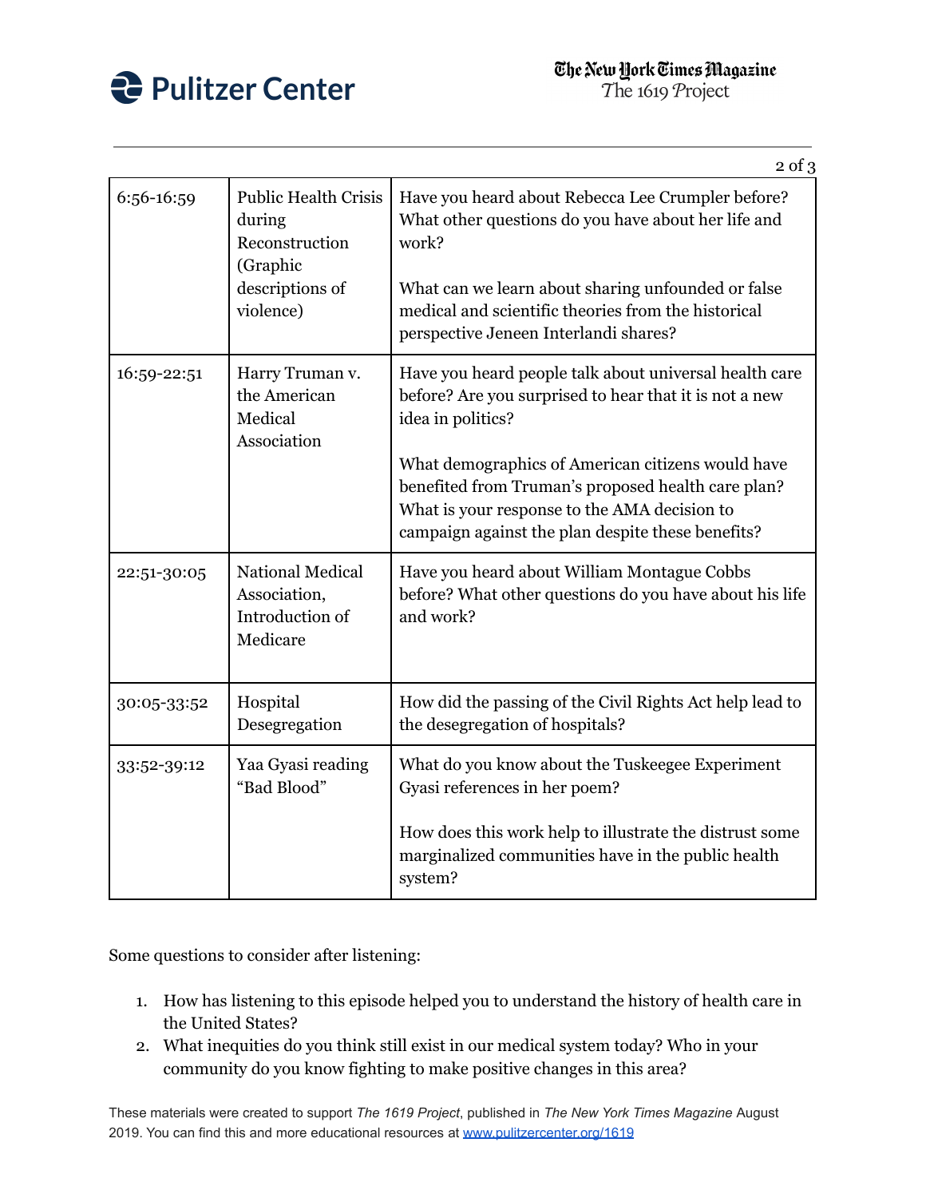| 6:56-16:59 | Public Health Crisis during Reconstruction (Graphic descriptions of violence) | Have you heard about Rebecca Lee Crumpler before? What other questions do you have about her life and work?<br><br>What can we learn about sharing unfounded or false medical and scientific theories from the historical perspective Jeneen Interlandi shares? |
|---|---|---|
| 16:59-22:51 | Harry Truman v. the American Medical Association | Have you heard people talk about universal health care before? Are you surprised to hear that it is not a new idea in politics?<br><br>What demographics of American citizens would have benefited from Truman's proposed health care plan? What is your response to the AMA decision to campaign against the plan despite these benefits? |
| 22:51-30:05 | National Medical Association, Introduction of Medicare | Have you heard about William Montague Cobbs before? What other questions do you have about his life and work? |
| 30:05-33:52 | Hospital Desegregation | How did the passing of the Civil Rights Act help lead to the desegregation of hospitals? |
| 33:52-39:12 | Yaa Gyasi reading "Bad Blood" | What do you know about the Tuskeegee Experiment Gyasi references in her poem?<br><br>How does this work help to illustrate the distrust some marginalized communities have in the public health system? |

Some questions to consider after listening:

1. How has listening to this episode helped you to understand the history of health care in the United States?
2. What inequities do you think still exist in our medical system today? Who in your community do you know fighting to make positive changes in this area?

These materials were created to support *The 1619 Project*, published in *The New York Times Magazine* August 2019. You can find this and more educational resources at www.pulitzercenter.org/1619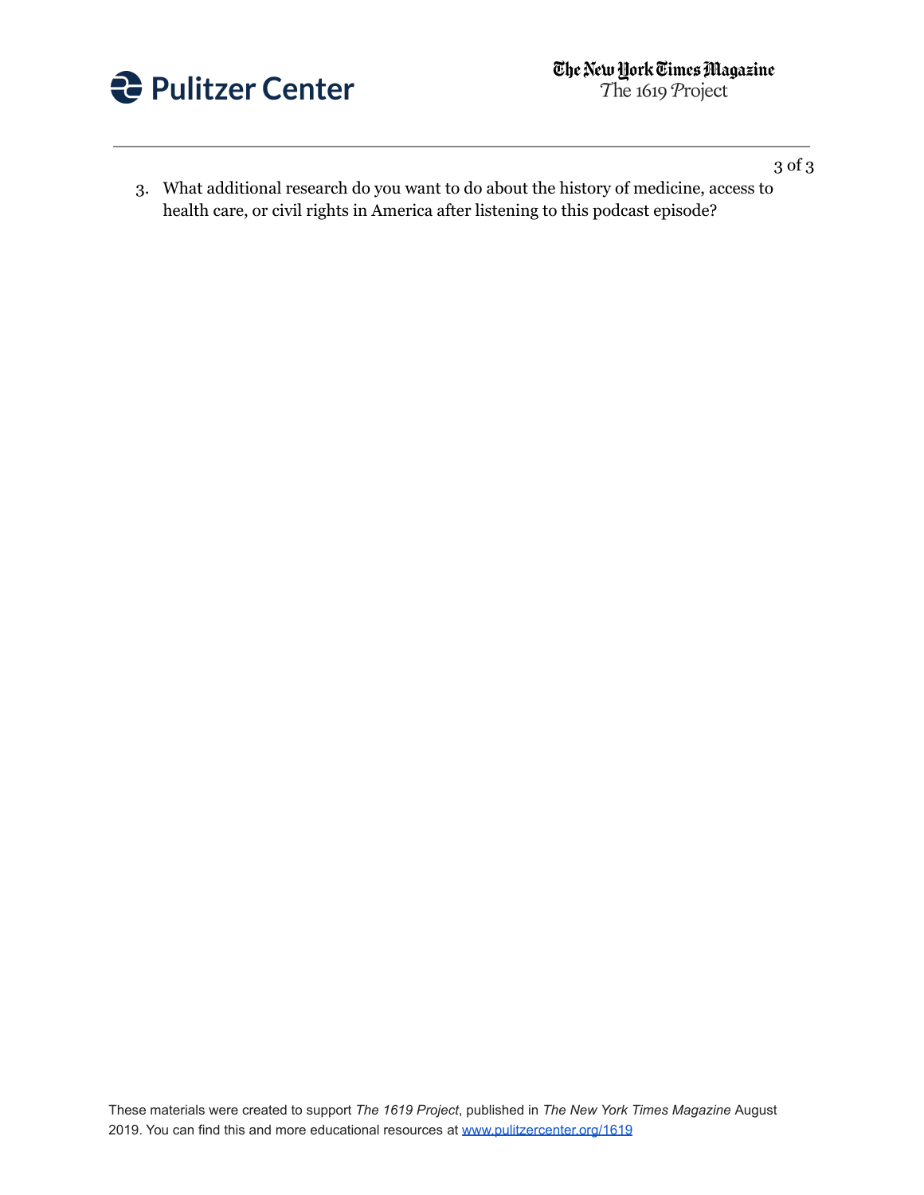3. What additional research do you want to do about the history of medicine, access to health care, or civil rights in America after listening to this podcast episode?